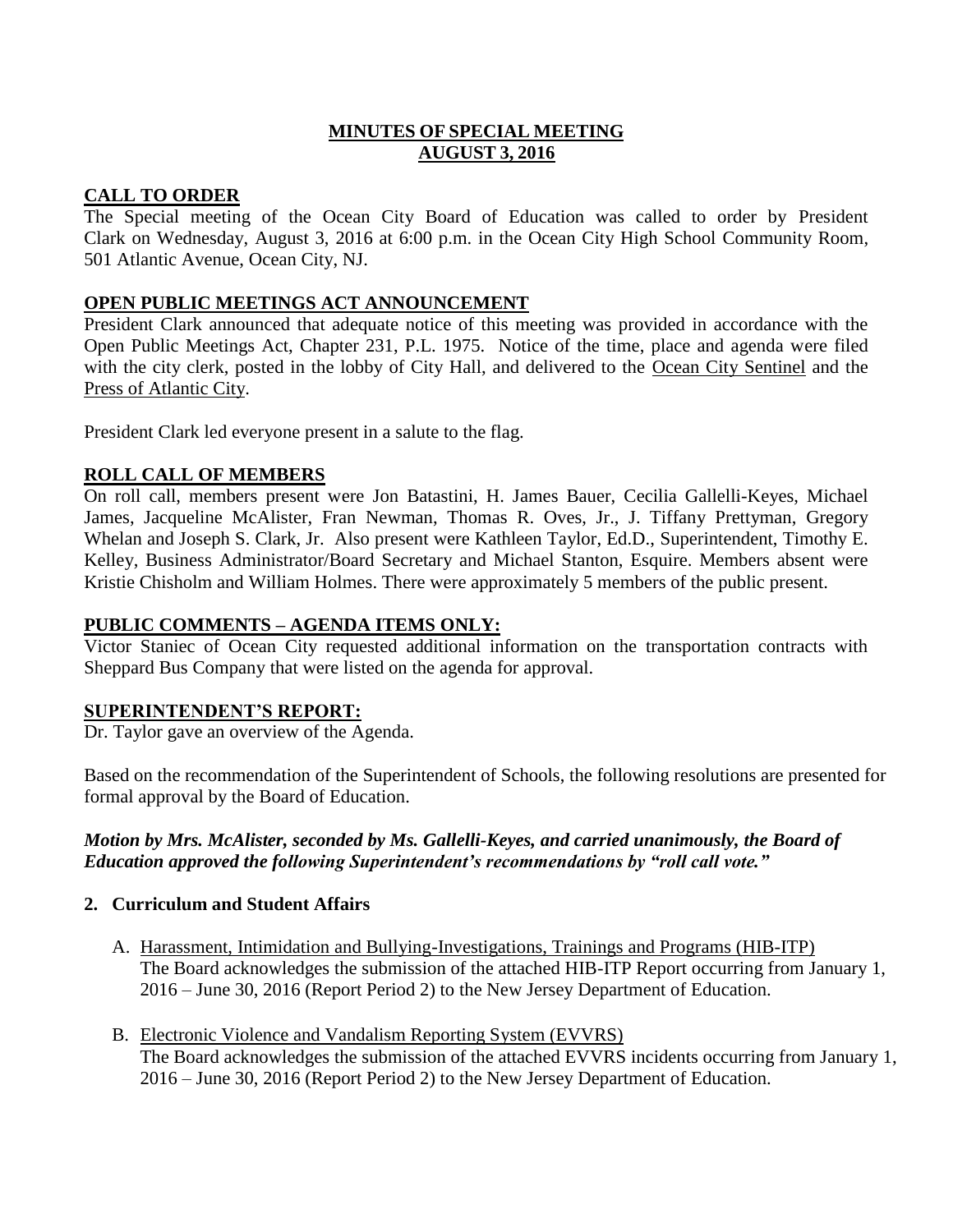# MINUTES OF SPECIAL MEETING
# AUGUST 3, 2016

## CALL TO ORDER

The Special meeting of the Ocean City Board of Education was called to order by President Clark on Wednesday, August 3, 2016 at 6:00 p.m. in the Ocean City High School Community Room, 501 Atlantic Avenue, Ocean City, NJ.

## OPEN PUBLIC MEETINGS ACT ANNOUNCEMENT

President Clark announced that adequate notice of this meeting was provided in accordance with the Open Public Meetings Act, Chapter 231, P.L. 1975. Notice of the time, place and agenda were filed with the city clerk, posted in the lobby of City Hall, and delivered to the Ocean City Sentinel and the Press of Atlantic City.

President Clark led everyone present in a salute to the flag.

## ROLL CALL OF MEMBERS

On roll call, members present were Jon Batastini, H. James Bauer, Cecilia Gallelli-Keyes, Michael James, Jacqueline McAlister, Fran Newman, Thomas R. Oves, Jr., J. Tiffany Prettyman, Gregory Whelan and Joseph S. Clark, Jr. Also present were Kathleen Taylor, Ed.D., Superintendent, Timothy E. Kelley, Business Administrator/Board Secretary and Michael Stanton, Esquire. Members absent were Kristie Chisholm and William Holmes. There were approximately 5 members of the public present.

## PUBLIC COMMENTS – AGENDA ITEMS ONLY:

Victor Staniec of Ocean City requested additional information on the transportation contracts with Sheppard Bus Company that were listed on the agenda for approval.

## SUPERINTENDENT'S REPORT:

Dr. Taylor gave an overview of the Agenda.

Based on the recommendation of the Superintendent of Schools, the following resolutions are presented for formal approval by the Board of Education.

***Motion by Mrs. McAlister, seconded by Ms. Gallelli-Keyes, and carried unanimously, the Board of Education approved the following Superintendent's recommendations by "roll call vote."***

2. **Curriculum and Student Affairs**

   A. Harassment, Intimidation and Bullying-Investigations, Trainings and Programs (HIB-ITP)
   The Board acknowledges the submission of the attached HIB-ITP Report occurring from January 1, 2016 – June 30, 2016 (Report Period 2) to the New Jersey Department of Education.

   B. Electronic Violence and Vandalism Reporting System (EVVRS)
   The Board acknowledges the submission of the attached EVVRS incidents occurring from January 1, 2016 – June 30, 2016 (Report Period 2) to the New Jersey Department of Education.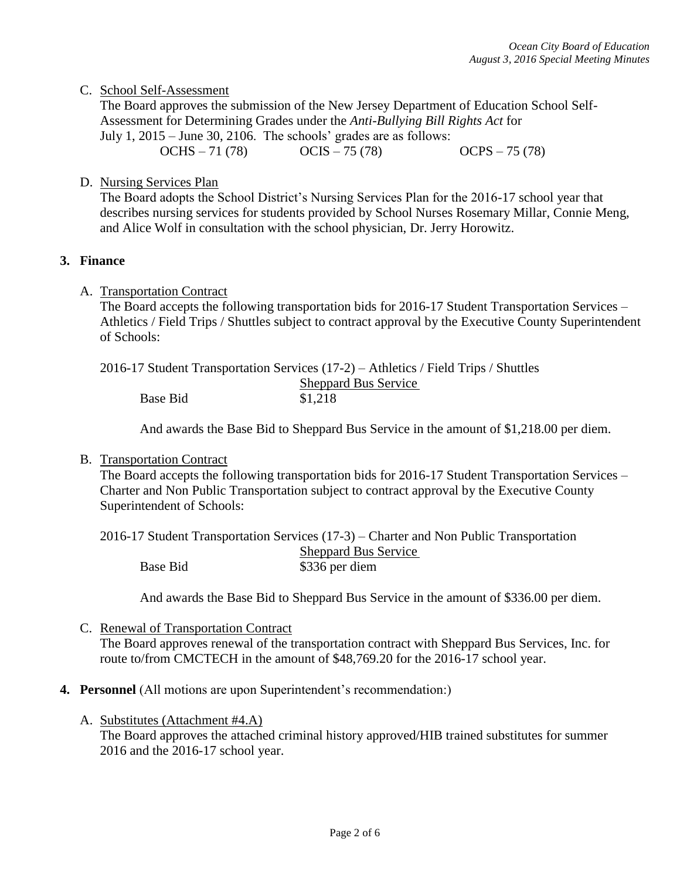C. <u>School Self-Assessment</u>

The Board approves the submission of the New Jersey Department of Education School Self-Assessment for Determining Grades under the *Anti-Bullying Bill Rights Act* for July 1, 2015 – June 30, 2106. The schools' grades are as follows:

OCHS – 71 (78) OCIS – 75 (78) OCPS – 75 (78)

D. <u>Nursing Services Plan</u>

The Board adopts the School District's Nursing Services Plan for the 2016-17 school year that describes nursing services for students provided by School Nurses Rosemary Millar, Connie Meng, and Alice Wolf in consultation with the school physician, Dr. Jerry Horowitz.

## 3. Finance

A. <u>Transportation Contract</u>

The Board accepts the following transportation bids for 2016-17 Student Transportation Services – Athletics / Field Trips / Shuttles subject to contract approval by the Executive County Superintendent of Schools:

2016-17 Student Transportation Services (17-2) – Athletics / Field Trips / Shuttles

| | Sheppard Bus Service |
|---|---|
| Base Bid | $1,218 |

And awards the Base Bid to Sheppard Bus Service in the amount of $1,218.00 per diem.

B. <u>Transportation Contract</u>

The Board accepts the following transportation bids for 2016-17 Student Transportation Services – Charter and Non Public Transportation subject to contract approval by the Executive County Superintendent of Schools:

2016-17 Student Transportation Services (17-3) – Charter and Non Public Transportation

| | Sheppard Bus Service |
|---|---|
| Base Bid | $336 per diem |

And awards the Base Bid to Sheppard Bus Service in the amount of $336.00 per diem.

C. <u>Renewal of Transportation Contract</u>

The Board approves renewal of the transportation contract with Sheppard Bus Services, Inc. for route to/from CMCTECH in the amount of $48,769.20 for the 2016-17 school year.

## 4. Personnel (All motions are upon Superintendent's recommendation:)

A. <u>Substitutes (Attachment #4.A)</u>

The Board approves the attached criminal history approved/HIB trained substitutes for summer 2016 and the 2016-17 school year.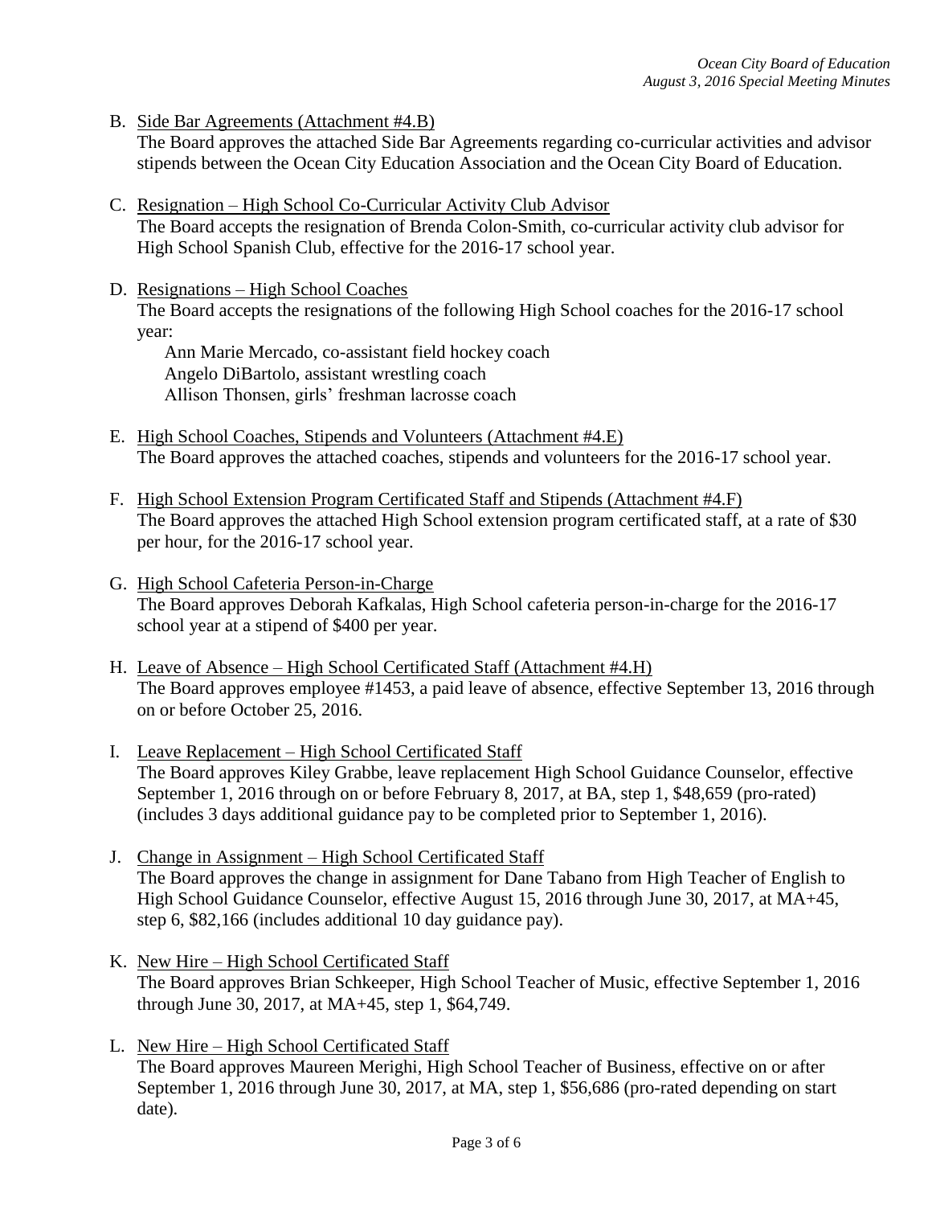B. <u>Side Bar Agreements (Attachment #4.B)</u>
The Board approves the attached Side Bar Agreements regarding co-curricular activities and advisor stipends between the Ocean City Education Association and the Ocean City Board of Education.

C. <u>Resignation – High School Co-Curricular Activity Club Advisor</u>
The Board accepts the resignation of Brenda Colon-Smith, co-curricular activity club advisor for High School Spanish Club, effective for the 2016-17 school year.

D. <u>Resignations – High School Coaches</u>
The Board accepts the resignations of the following High School coaches for the 2016-17 school year:

Ann Marie Mercado, co-assistant field hockey coach
Angelo DiBartolo, assistant wrestling coach
Allison Thonsen, girls' freshman lacrosse coach

E. <u>High School Coaches, Stipends and Volunteers (Attachment #4.E)</u>
The Board approves the attached coaches, stipends and volunteers for the 2016-17 school year.

F. <u>High School Extension Program Certificated Staff and Stipends (Attachment #4.F)</u>
The Board approves the attached High School extension program certificated staff, at a rate of $30 per hour, for the 2016-17 school year.

G. <u>High School Cafeteria Person-in-Charge</u>
The Board approves Deborah Kafkalas, High School cafeteria person-in-charge for the 2016-17 school year at a stipend of $400 per year.

H. <u>Leave of Absence – High School Certificated Staff (Attachment #4.H)</u>
The Board approves employee #1453, a paid leave of absence, effective September 13, 2016 through on or before October 25, 2016.

I. <u>Leave Replacement – High School Certificated Staff</u>
The Board approves Kiley Grabbe, leave replacement High School Guidance Counselor, effective September 1, 2016 through on or before February 8, 2017, at BA, step 1, $48,659 (pro-rated) (includes 3 days additional guidance pay to be completed prior to September 1, 2016).

J. <u>Change in Assignment – High School Certificated Staff</u>
The Board approves the change in assignment for Dane Tabano from High Teacher of English to High School Guidance Counselor, effective August 15, 2016 through June 30, 2017, at MA+45, step 6, $82,166 (includes additional 10 day guidance pay).

K. <u>New Hire – High School Certificated Staff</u>
The Board approves Brian Schkeeper, High School Teacher of Music, effective September 1, 2016 through June 30, 2017, at MA+45, step 1, $64,749.

L. <u>New Hire – High School Certificated Staff</u>
The Board approves Maureen Merighi, High School Teacher of Business, effective on or after September 1, 2016 through June 30, 2017, at MA, step 1, $56,686 (pro-rated depending on start date).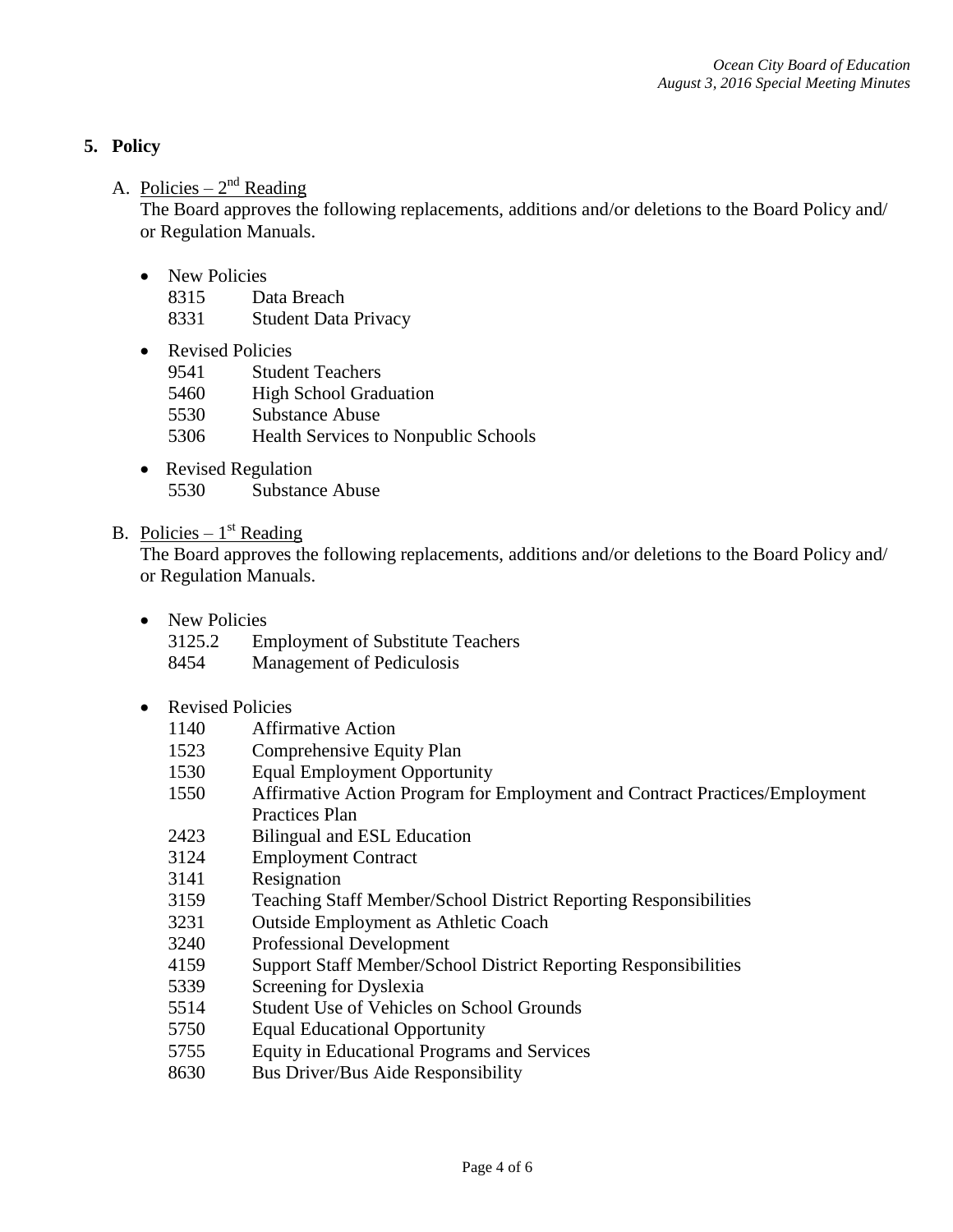## 5. Policy

A. Policies – 2nd Reading

The Board approves the following replacements, additions and/or deletions to the Board Policy and/ or Regulation Manuals.

- New Policies
  - 8315 Data Breach
  - 8331 Student Data Privacy
- Revised Policies
  - 9541 Student Teachers
  - 5460 High School Graduation
  - 5530 Substance Abuse
  - 5306 Health Services to Nonpublic Schools
- Revised Regulation
  - 5530 Substance Abuse

B. Policies – 1st Reading

The Board approves the following replacements, additions and/or deletions to the Board Policy and/ or Regulation Manuals.

- New Policies
  - 3125.2 Employment of Substitute Teachers
  - 8454 Management of Pediculosis
- Revised Policies
  - 1140 Affirmative Action
  - 1523 Comprehensive Equity Plan
  - 1530 Equal Employment Opportunity
  - 1550 Affirmative Action Program for Employment and Contract Practices/Employment Practices Plan
  - 2423 Bilingual and ESL Education
  - 3124 Employment Contract
  - 3141 Resignation
  - 3159 Teaching Staff Member/School District Reporting Responsibilities
  - 3231 Outside Employment as Athletic Coach
  - 3240 Professional Development
  - 4159 Support Staff Member/School District Reporting Responsibilities
  - 5339 Screening for Dyslexia
  - 5514 Student Use of Vehicles on School Grounds
  - 5750 Equal Educational Opportunity
  - 5755 Equity in Educational Programs and Services
  - 8630 Bus Driver/Bus Aide Responsibility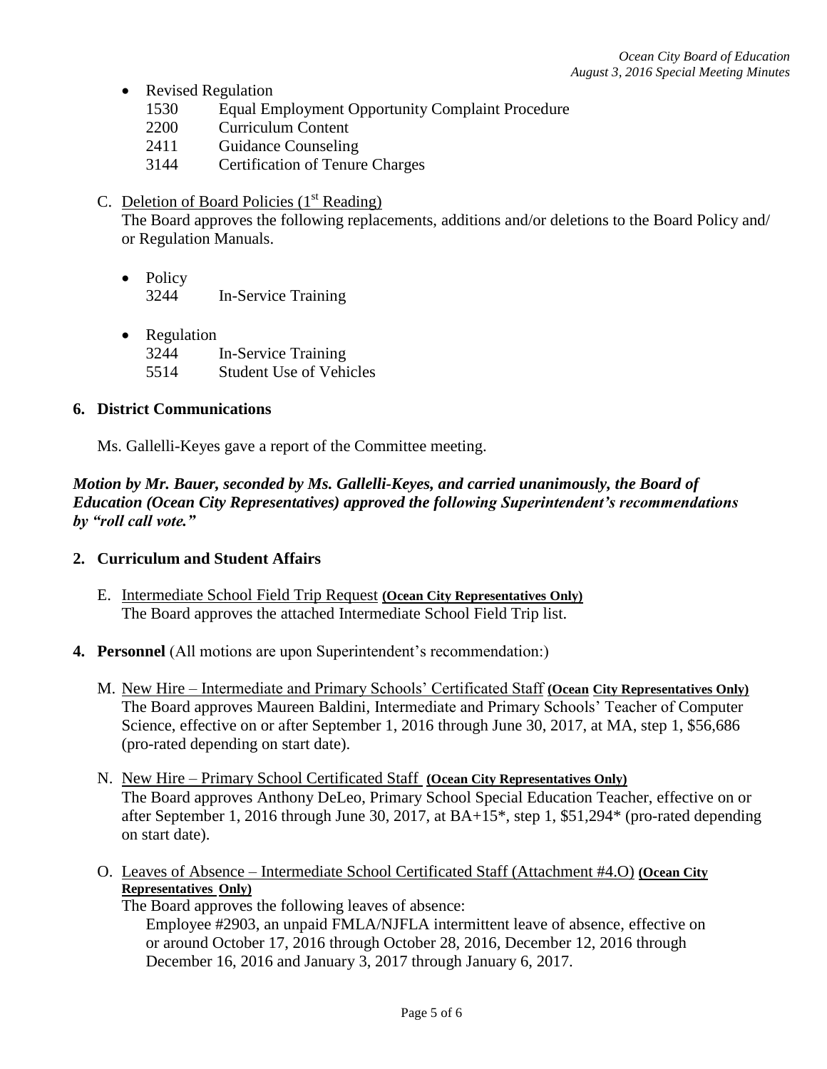- Revised Regulation
  - 1530 Equal Employment Opportunity Complaint Procedure
  - 2200 Curriculum Content
  - 2411 Guidance Counseling
  - 3144 Certification of Tenure Charges

C. Deletion of Board Policies (1st Reading)
The Board approves the following replacements, additions and/or deletions to the Board Policy and/ or Regulation Manuals.

- Policy
  - 3244 In-Service Training

- Regulation
  - 3244 In-Service Training
  - 5514 Student Use of Vehicles

**6. District Communications**

Ms. Gallelli-Keyes gave a report of the Committee meeting.

***Motion by Mr. Bauer, seconded by Ms. Gallelli-Keyes, and carried unanimously, the Board of Education (Ocean City Representatives) approved the following Superintendent's recommendations by "roll call vote."***

**2. Curriculum and Student Affairs**

E. Intermediate School Field Trip Request **(Ocean City Representatives Only)**
The Board approves the attached Intermediate School Field Trip list.

**4. Personnel** (All motions are upon Superintendent's recommendation:)

M. New Hire – Intermediate and Primary Schools' Certificated Staff **(Ocean City Representatives Only)**
The Board approves Maureen Baldini, Intermediate and Primary Schools' Teacher of Computer Science, effective on or after September 1, 2016 through June 30, 2017, at MA, step 1, $56,686 (pro-rated depending on start date).

N. New Hire – Primary School Certificated Staff **(Ocean City Representatives Only)**
The Board approves Anthony DeLeo, Primary School Special Education Teacher, effective on or after September 1, 2016 through June 30, 2017, at BA+15*, step 1, $51,294* (pro-rated depending on start date).

O. Leaves of Absence – Intermediate School Certificated Staff (Attachment #4.O) **(Ocean City Representatives Only)**
The Board approves the following leaves of absence:
Employee #2903, an unpaid FMLA/NJFLA intermittent leave of absence, effective on or around October 17, 2016 through October 28, 2016, December 12, 2016 through December 16, 2016 and January 3, 2017 through January 6, 2017.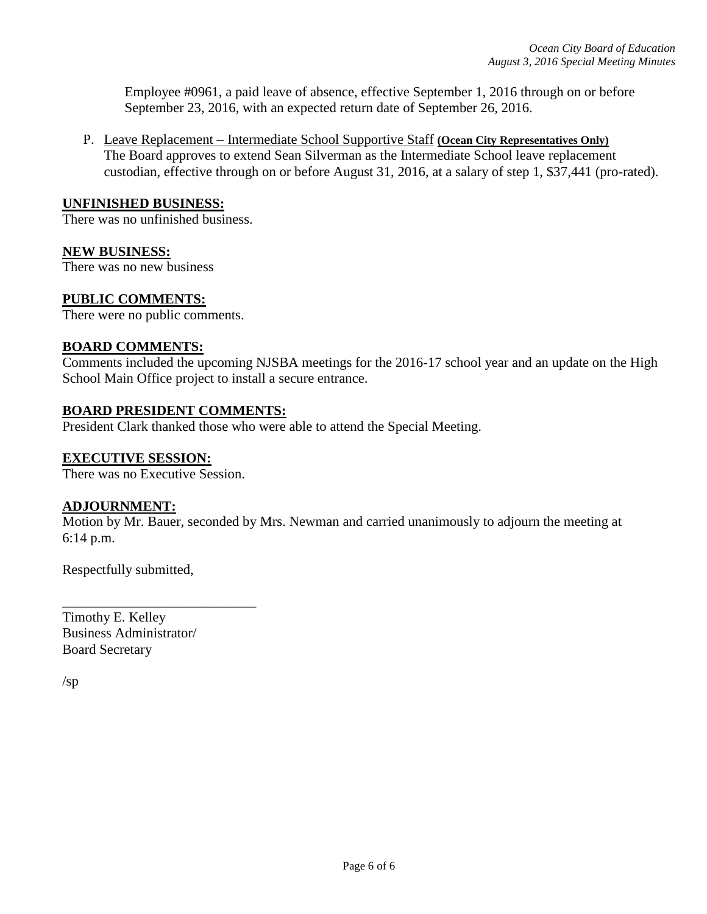Employee #0961, a paid leave of absence, effective September 1, 2016 through on or before September 23, 2016, with an expected return date of September 26, 2016.

P. Leave Replacement – Intermediate School Supportive Staff **(Ocean City Representatives Only)**
The Board approves to extend Sean Silverman as the Intermediate School leave replacement custodian, effective through on or before August 31, 2016, at a salary of step 1, $37,441 (pro-rated).

**UNFINISHED BUSINESS:**
There was no unfinished business.

**NEW BUSINESS:**
There was no new business

**PUBLIC COMMENTS:**
There were no public comments.

**BOARD COMMENTS:**
Comments included the upcoming NJSBA meetings for the 2016-17 school year and an update on the High School Main Office project to install a secure entrance.

**BOARD PRESIDENT COMMENTS:**
President Clark thanked those who were able to attend the Special Meeting.

**EXECUTIVE SESSION:**
There was no Executive Session.

**ADJOURNMENT:**
Motion by Mr. Bauer, seconded by Mrs. Newman and carried unanimously to adjourn the meeting at 6:14 p.m.

Respectfully submitted,

____________________________
Timothy E. Kelley
Business Administrator/
Board Secretary

/sp